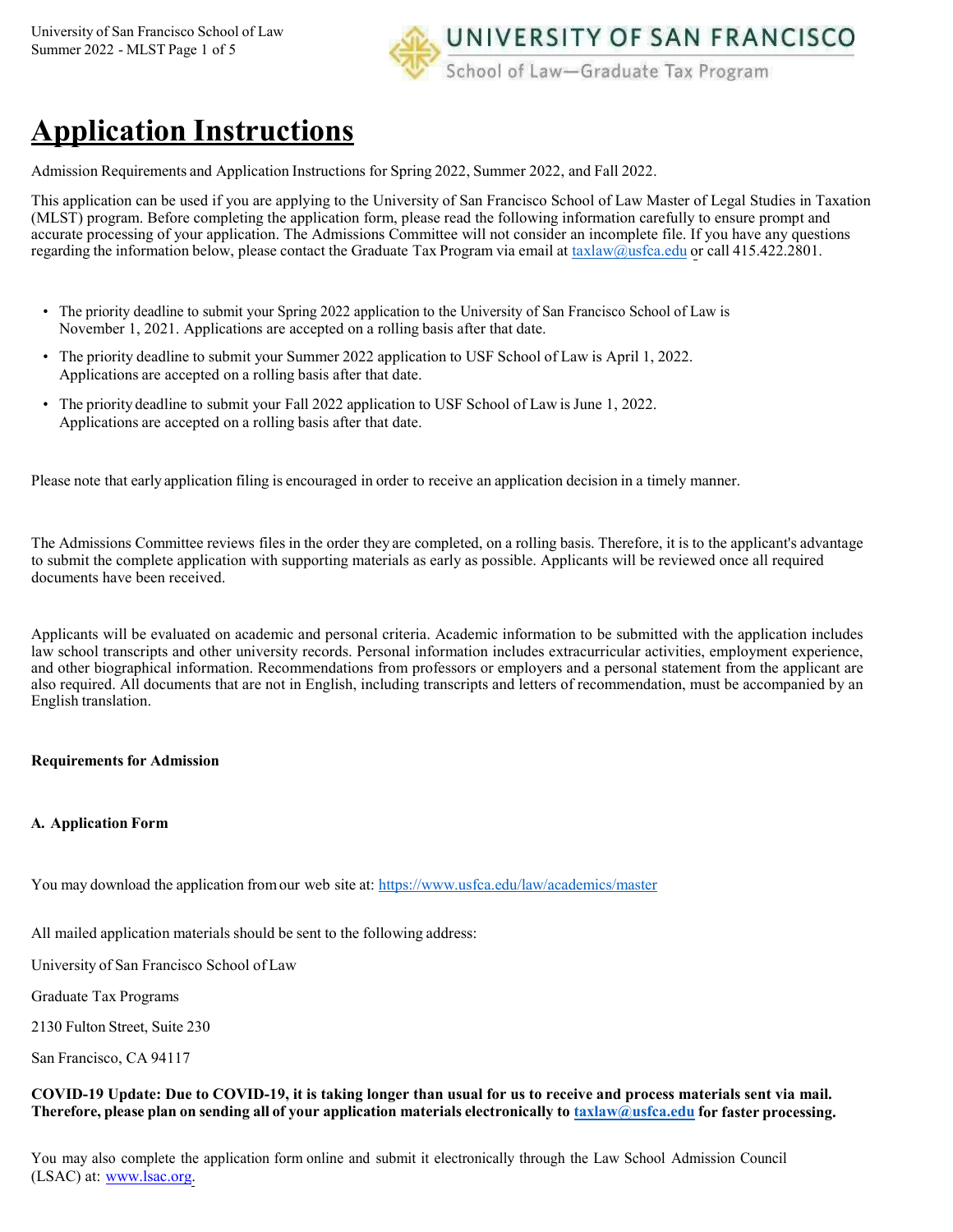# Application Instructions

Admission Requirements and Application Instructions for Spring 2022, Summer 2022, and Fall 2022.

This application can be used if you are applying to the University of San Francisco School of Law Master of Legal Studies in Taxation (MLST) program. Before completing the application form, please read the following information carefully to ensure prompt and accurate processing of your application. The Admissions Committee will not consider an incomplete file. If you have any questions regarding the information below, please contact the Graduate Tax Program via email at taxlaw@usfca.edu or call 415.422.2801.

- The priority deadline to submit your Spring 2022 application to the University of San Francisco School of Law is November 1, 2021. Applications are accepted on a rolling basis after that date.
- The priority deadline to submit your Summer 2022 application to USF School of Law is April 1, 2022. Applications are accepted on a rolling basis after that date.
- The priority deadline to submit your Fall 2022 application to USF School of Law is June 1, 2022. Applications are accepted on a rolling basis after that date.

Please note that early application filing is encouraged in order to receive an application decision in a timely manner.

The Admissions Committee reviews files in the order they are completed, on a rolling basis. Therefore, it is to the applicant's advantage to submit the complete application with supporting materials as early as possible. Applicants will be reviewed once all required documents have been received.

Applicants will be evaluated on academic and personal criteria. Academic information to be submitted with the application includes law school transcripts and other university records. Personal information includes extracurricular activities, employment experience, and other biographical information. Recommendations from professors or employers and a personal statement from the applicant are also required. All documents that are not in English, including transcripts and letters of recommendation, must be accompanied by an English translation.

**Requirements for Admission**

**A. Application Form**

You may download the application from our web site at: https://www.usfca.edu/law/academics/master

All mailed application materials should be sent to the following address:

University of San Francisco School of Law

Graduate Tax Programs

2130 Fulton Street, Suite 230

San Francisco, CA 94117

**COVID-19 Update: Due to COVID-19, it is taking longer than usual for us to receive and process materials sent via mail. Therefore, please plan on sending all of your application materials electronically to taxlaw@usfca.edu for faster processing.**

You may also complete the application form online and submit it electronically through the Law School Admission Council (LSAC) at: www.lsac.org.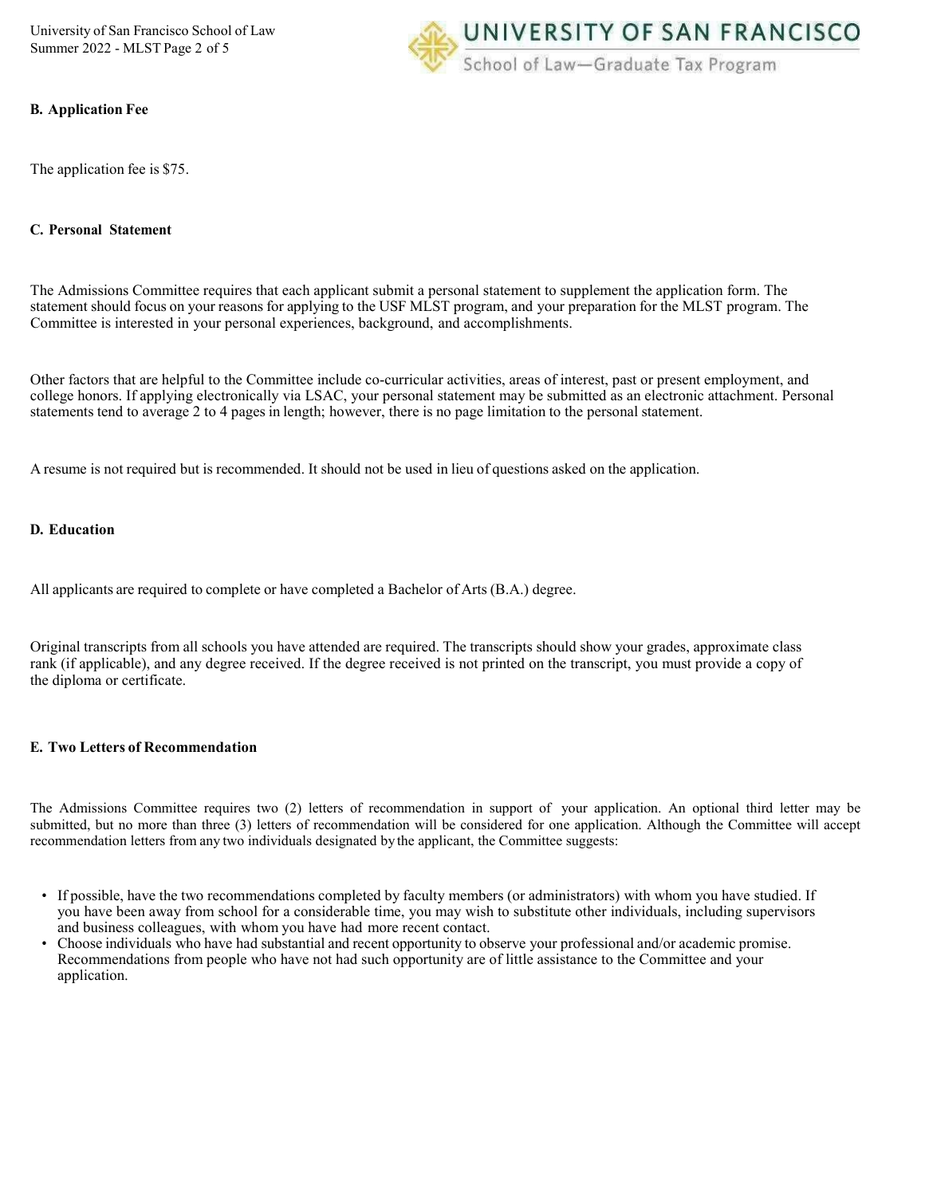### B. Application Fee

The application fee is $75.

### C. Personal Statement

The Admissions Committee requires that each applicant submit a personal statement to supplement the application form. The statement should focus on your reasons for applying to the USF MLST program, and your preparation for the MLST program. The Committee is interested in your personal experiences, background, and accomplishments.

Other factors that are helpful to the Committee include co-curricular activities, areas of interest, past or present employment, and college honors. If applying electronically via LSAC, your personal statement may be submitted as an electronic attachment. Personal statements tend to average 2 to 4 pages in length; however, there is no page limitation to the personal statement.

A resume is not required but is recommended. It should not be used in lieu of questions asked on the application.

### D. Education

All applicants are required to complete or have completed a Bachelor of Arts (B.A.) degree.

Original transcripts from all schools you have attended are required. The transcripts should show your grades, approximate class rank (if applicable), and any degree received. If the degree received is not printed on the transcript, you must provide a copy of the diploma or certificate.

### E. Two Letters of Recommendation

The Admissions Committee requires two (2) letters of recommendation in support of your application. An optional third letter may be submitted, but no more than three (3) letters of recommendation will be considered for one application. Although the Committee will accept recommendation letters from any two individuals designated by the applicant, the Committee suggests:

- If possible, have the two recommendations completed by faculty members (or administrators) with whom you have studied. If you have been away from school for a considerable time, you may wish to substitute other individuals, including supervisors and business colleagues, with whom you have had more recent contact.
- Choose individuals who have had substantial and recent opportunity to observe your professional and/or academic promise. Recommendations from people who have not had such opportunity are of little assistance to the Committee and your application.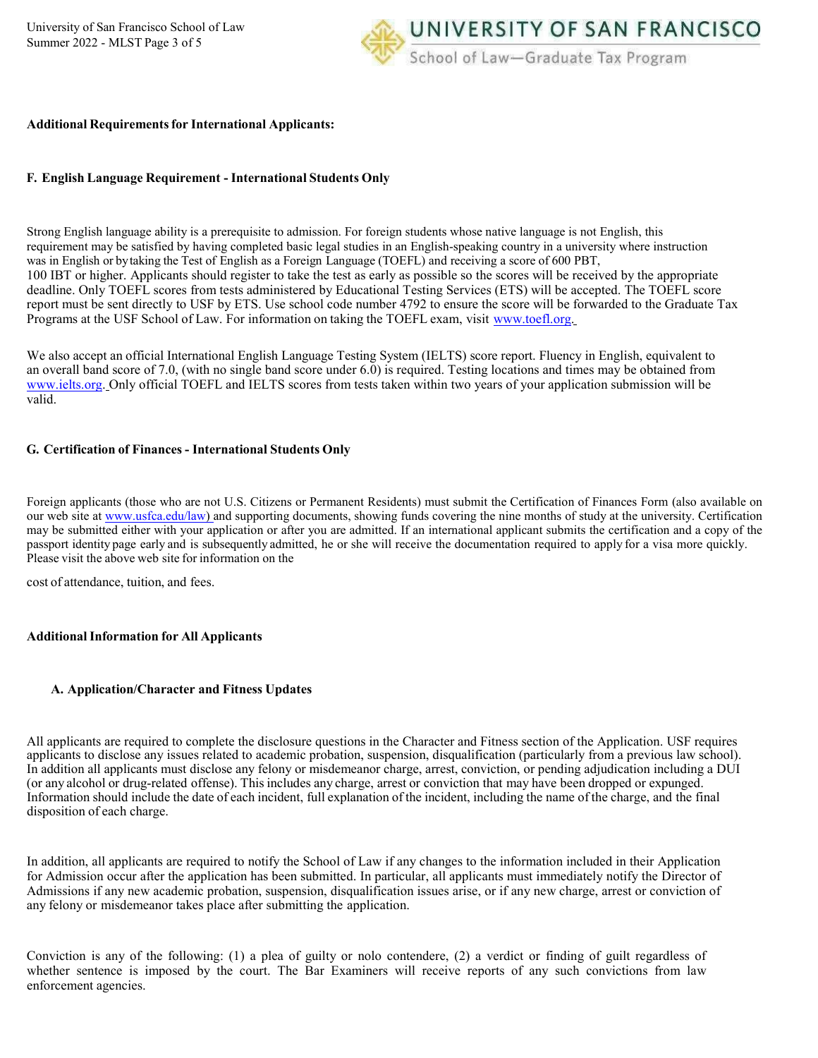**Additional Requirements for International Applicants:**

**F. English Language Requirement - International Students Only**

Strong English language ability is a prerequisite to admission. For foreign students whose native language is not English, this requirement may be satisfied by having completed basic legal studies in an English-speaking country in a university where instruction was in English or by taking the Test of English as a Foreign Language (TOEFL) and receiving a score of 600 PBT, 100 IBT or higher. Applicants should register to take the test as early as possible so the scores will be received by the appropriate deadline. Only TOEFL scores from tests administered by Educational Testing Services (ETS) will be accepted. The TOEFL score report must be sent directly to USF by ETS. Use school code number 4792 to ensure the score will be forwarded to the Graduate Tax Programs at the USF School of Law. For information on taking the TOEFL exam, visit www.toefl.org.

We also accept an official International English Language Testing System (IELTS) score report. Fluency in English, equivalent to an overall band score of 7.0, (with no single band score under 6.0) is required. Testing locations and times may be obtained from www.ielts.org. Only official TOEFL and IELTS scores from tests taken within two years of your application submission will be valid.

**G. Certification of Finances - International Students Only**

Foreign applicants (those who are not U.S. Citizens or Permanent Residents) must submit the Certification of Finances Form (also available on our web site at www.usfca.edu/law) and supporting documents, showing funds covering the nine months of study at the university. Certification may be submitted either with your application or after you are admitted. If an international applicant submits the certification and a copy of the passport identity page early and is subsequently admitted, he or she will receive the documentation required to apply for a visa more quickly. Please visit the above web site for information on the cost of attendance, tuition, and fees.

**Additional Information for All Applicants**

**A. Application/Character and Fitness Updates**

All applicants are required to complete the disclosure questions in the Character and Fitness section of the Application. USF requires applicants to disclose any issues related to academic probation, suspension, disqualification (particularly from a previous law school). In addition all applicants must disclose any felony or misdemeanor charge, arrest, conviction, or pending adjudication including a DUI (or any alcohol or drug-related offense). This includes any charge, arrest or conviction that may have been dropped or expunged. Information should include the date of each incident, full explanation of the incident, including the name of the charge, and the final disposition of each charge.

In addition, all applicants are required to notify the School of Law if any changes to the information included in their Application for Admission occur after the application has been submitted. In particular, all applicants must immediately notify the Director of Admissions if any new academic probation, suspension, disqualification issues arise, or if any new charge, arrest or conviction of any felony or misdemeanor takes place after submitting the application.

Conviction is any of the following: (1) a plea of guilty or nolo contendere, (2) a verdict or finding of guilt regardless of whether sentence is imposed by the court. The Bar Examiners will receive reports of any such convictions from law enforcement agencies.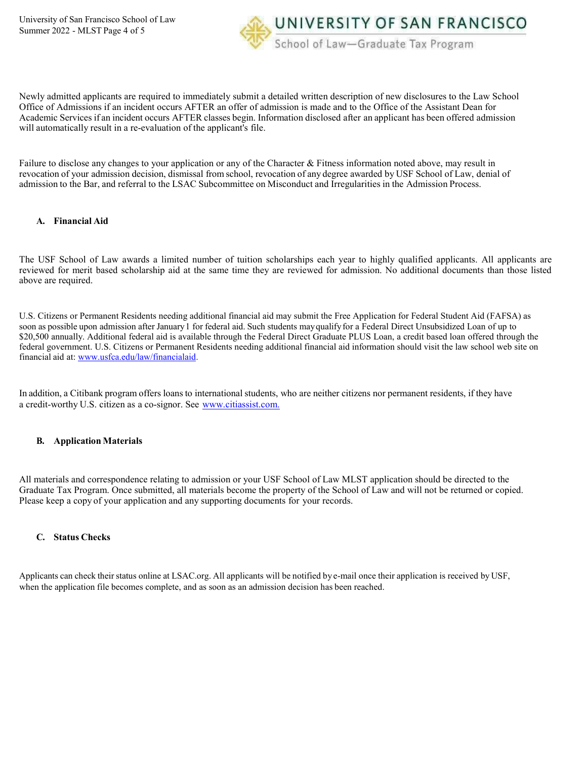Newly admitted applicants are required to immediately submit a detailed written description of new disclosures to the Law School Office of Admissions if an incident occurs AFTER an offer of admission is made and to the Office of the Assistant Dean for Academic Services if an incident occurs AFTER classes begin. Information disclosed after an applicant has been offered admission will automatically result in a re-evaluation of the applicant's file.

Failure to disclose any changes to your application or any of the Character & Fitness information noted above, may result in revocation of your admission decision, dismissal from school, revocation of any degree awarded by USF School of Law, denial of admission to the Bar, and referral to the LSAC Subcommittee on Misconduct and Irregularities in the Admission Process.

### A. Financial Aid

The USF School of Law awards a limited number of tuition scholarships each year to highly qualified applicants. All applicants are reviewed for merit based scholarship aid at the same time they are reviewed for admission. No additional documents than those listed above are required.

U.S. Citizens or Permanent Residents needing additional financial aid may submit the Free Application for Federal Student Aid (FAFSA) as soon as possible upon admission after January 1 for federal aid. Such students may qualify for a Federal Direct Unsubsidized Loan of up to $20,500 annually. Additional federal aid is available through the Federal Direct Graduate PLUS Loan, a credit based loan offered through the federal government. U.S. Citizens or Permanent Residents needing additional financial aid information should visit the law school web site on financial aid at: www.usfca.edu/law/financialaid.

In addition, a Citibank program offers loans to international students, who are neither citizens nor permanent residents, if they have a credit-worthy U.S. citizen as a co-signor. See www.citiassist.com.

### B. Application Materials

All materials and correspondence relating to admission or your USF School of Law MLST application should be directed to the Graduate Tax Program. Once submitted, all materials become the property of the School of Law and will not be returned or copied. Please keep a copy of your application and any supporting documents for your records.

### C. Status Checks

Applicants can check their status online at LSAC.org. All applicants will be notified by e-mail once their application is received by USF, when the application file becomes complete, and as soon as an admission decision has been reached.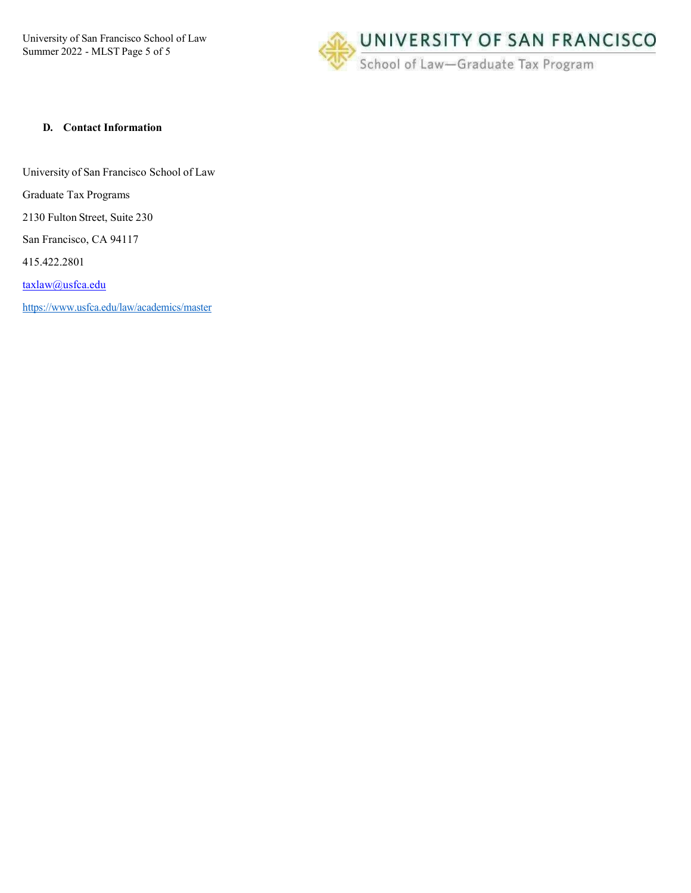### D. Contact Information

University of San Francisco School of Law

Graduate Tax Programs

2130 Fulton Street, Suite 230

San Francisco, CA 94117

415.422.2801

taxlaw@usfca.edu

https://www.usfca.edu/law/academics/master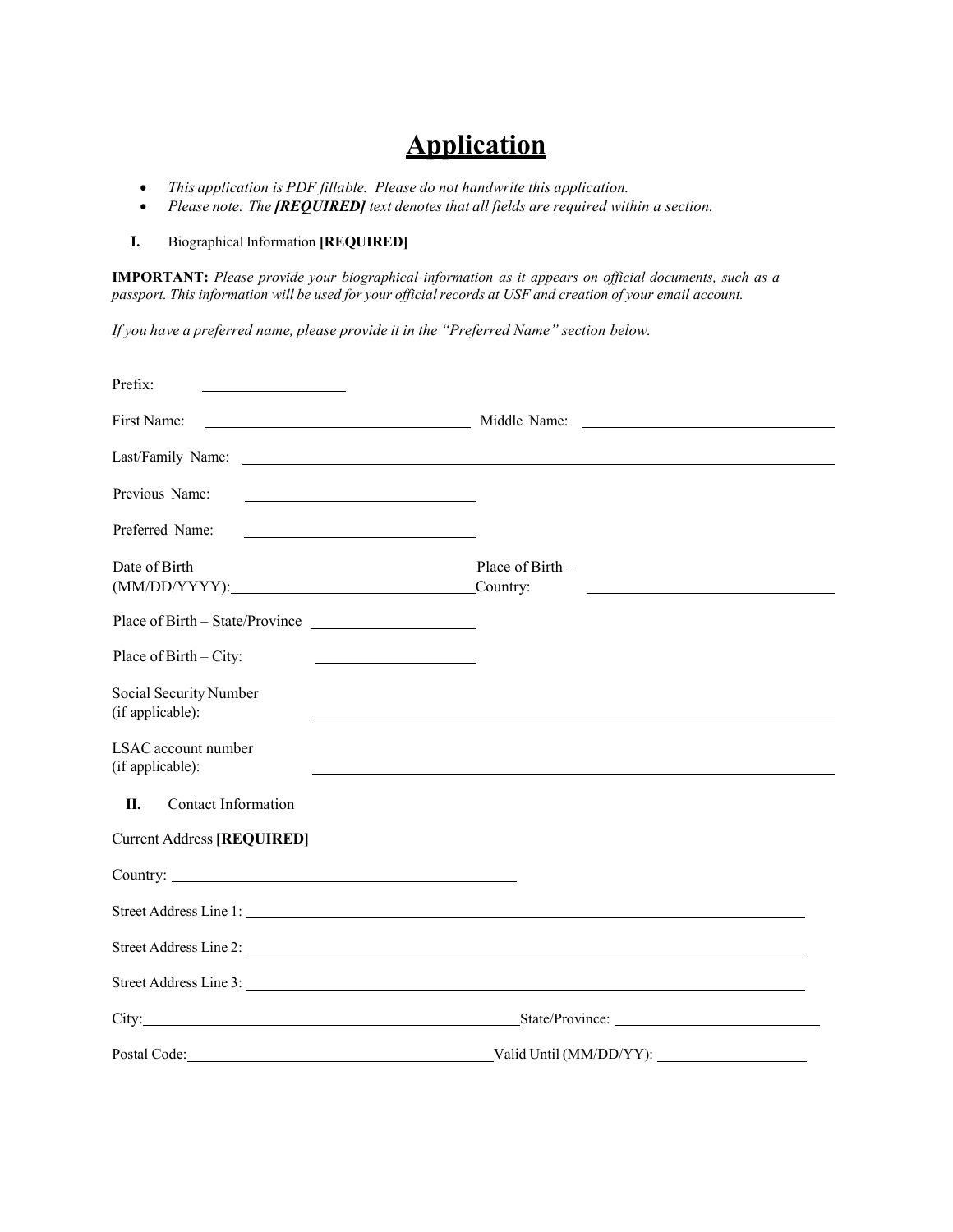# Application

- *This application is PDF fillable. Please do not handwrite this application.*
- *Please note: The **[REQUIRED]** text denotes that all fields are required within a section.*

**I.** Biographical Information **[REQUIRED]**

**IMPORTANT:** *Please provide your biographical information as it appears on official documents, such as a passport. This information will be used for your official records at USF and creation of your email account.*

*If you have a preferred name, please provide it in the "Preferred Name" section below.*

Prefix: ____________________

First Name: ____________________ Middle Name: ____________________

Last/Family Name: ____________________

Previous Name: ____________________

Preferred Name: ____________________

Date of Birth (MM/DD/YYYY): ____________________ Place of Birth – Country: ____________________

Place of Birth – State/Province ____________________

Place of Birth – City: ____________________

Social Security Number (if applicable): ____________________

LSAC account number (if applicable): ____________________

**II.** Contact Information

Current Address **[REQUIRED]**

Country: ____________________

Street Address Line 1: ____________________

Street Address Line 2: ____________________

Street Address Line 3: ____________________

City: ____________________ State/Province: ____________________

Postal Code: ____________________ Valid Until (MM/DD/YY): ____________________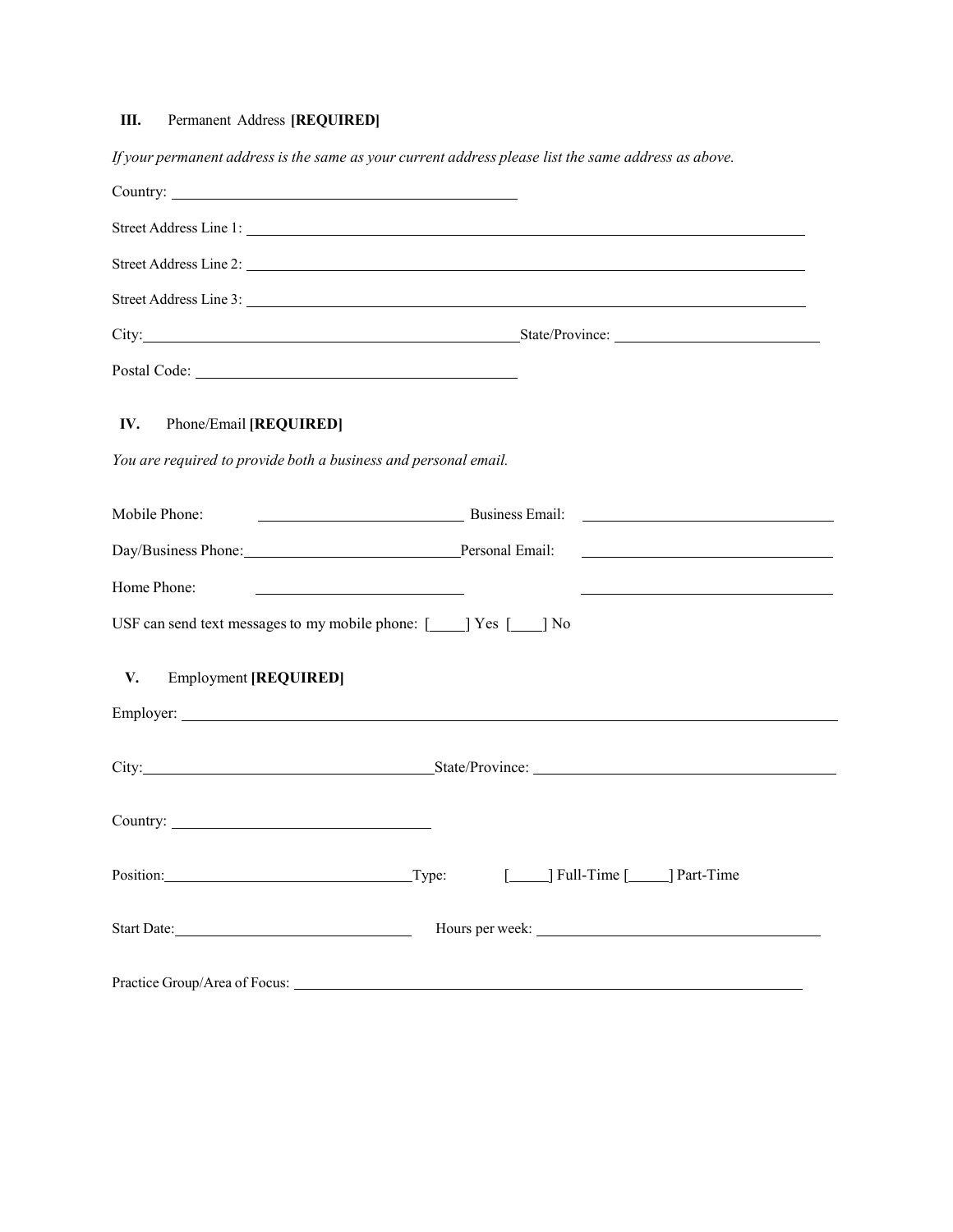## III. Permanent Address **[REQUIRED]**

*If your permanent address is the same as your current address please list the same address as above.*

Country: ______________________________

Street Address Line 1: ______________________________

Street Address Line 2: ______________________________

Street Address Line 3: ______________________________

City: ______________________________ State/Province: ______________________________

Postal Code: ______________________________

## IV. Phone/Email **[REQUIRED]**

*You are required to provide both a business and personal email.*

Mobile Phone: ______________________________ Business Email: ______________________________

Day/Business Phone: ______________________________ Personal Email: ______________________________

Home Phone: ______________________________ ______________________________

USF can send text messages to my mobile phone: [____] Yes [____] No

## V. Employment **[REQUIRED]**

Employer: ______________________________

City: ______________________________ State/Province: ______________________________

Country: ______________________________

Position: ______________________________ Type: [_____] Full-Time [_____] Part-Time

Start Date: ______________________________ Hours per week: ______________________________

Practice Group/Area of Focus: ______________________________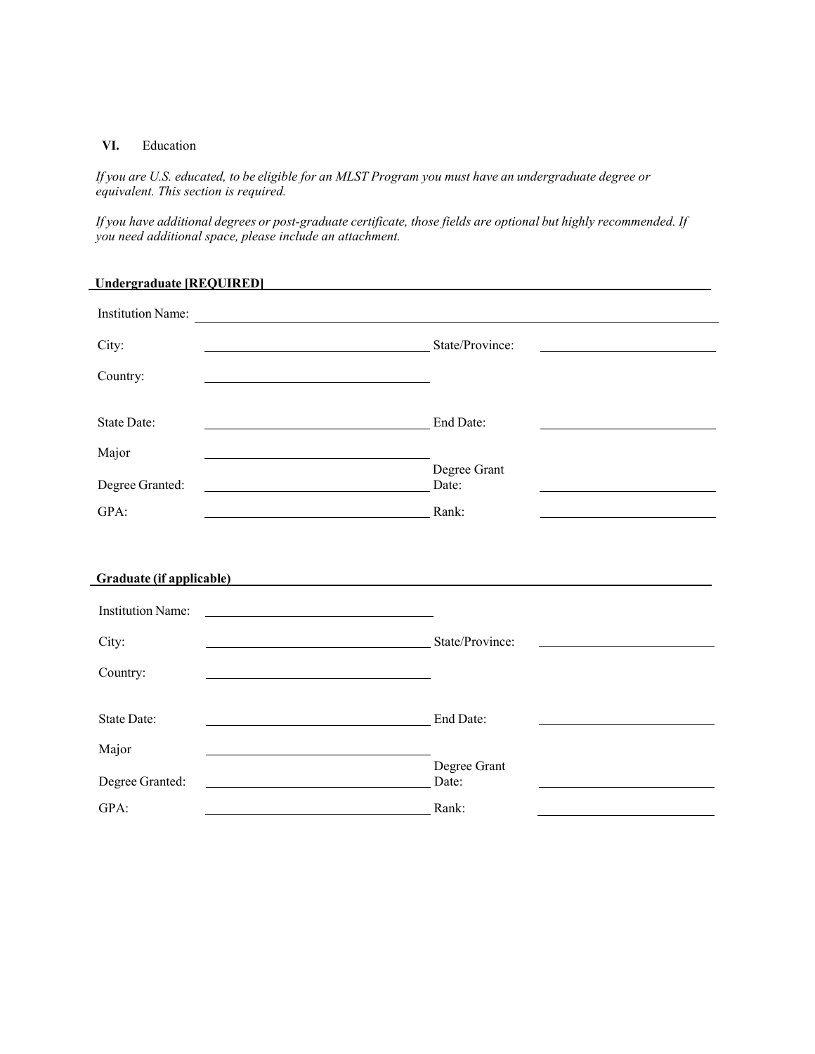**VI.** Education

*If you are U.S. educated, to be eligible for an MLST Program you must have an undergraduate degree or equivalent. This section is required.*

*If you have additional degrees or post-graduate certificate, those fields are optional but highly recommended. If you need additional space, please include an attachment.*

**Undergraduate [REQUIRED]**

Institution Name: ____________________

City: ____________________ State/Province: ____________________

Country: ____________________

State Date: ____________________ End Date: ____________________

Major ____________________

Degree Granted: ____________________ Degree Grant Date: ____________________

GPA: ____________________ Rank: ____________________

**Graduate (if applicable)**

Institution Name: ____________________

City: ____________________ State/Province: ____________________

Country: ____________________

State Date: ____________________ End Date: ____________________

Major ____________________

Degree Granted: ____________________ Degree Grant Date: ____________________

GPA: ____________________ Rank: ____________________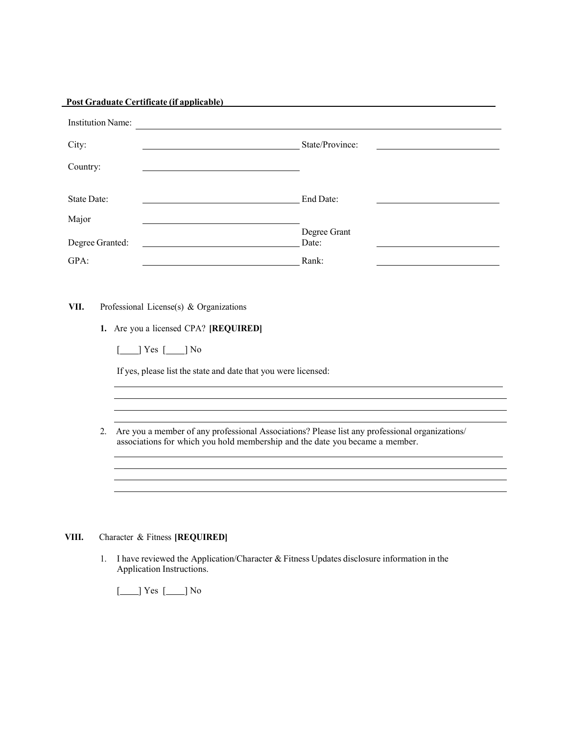**Post Graduate Certificate (if applicable)**

Institution Name: ______________________________

City: ______________________ State/Province: ______________________

Country: ______________________

State Date: ______________________ End Date: ______________________

Major ______________________

Degree Granted: ______________________ Degree Grant Date: ______________________

GPA: ______________________ Rank: ______________________

**VII.** Professional License(s) & Organizations

**1.** Are you a licensed CPA? **[REQUIRED]**

[____] Yes [____] No

If yes, please list the state and date that you were licensed:

______________________________________________________________________

______________________________________________________________________

______________________________________________________________________

______________________________________________________________________

2. Are you a member of any professional Associations? Please list any professional organizations/ associations for which you hold membership and the date you became a member.

______________________________________________________________________

______________________________________________________________________

______________________________________________________________________

______________________________________________________________________

**VIII.** Character & Fitness **[REQUIRED]**

1. I have reviewed the Application/Character & Fitness Updates disclosure information in the Application Instructions.

[____] Yes [____] No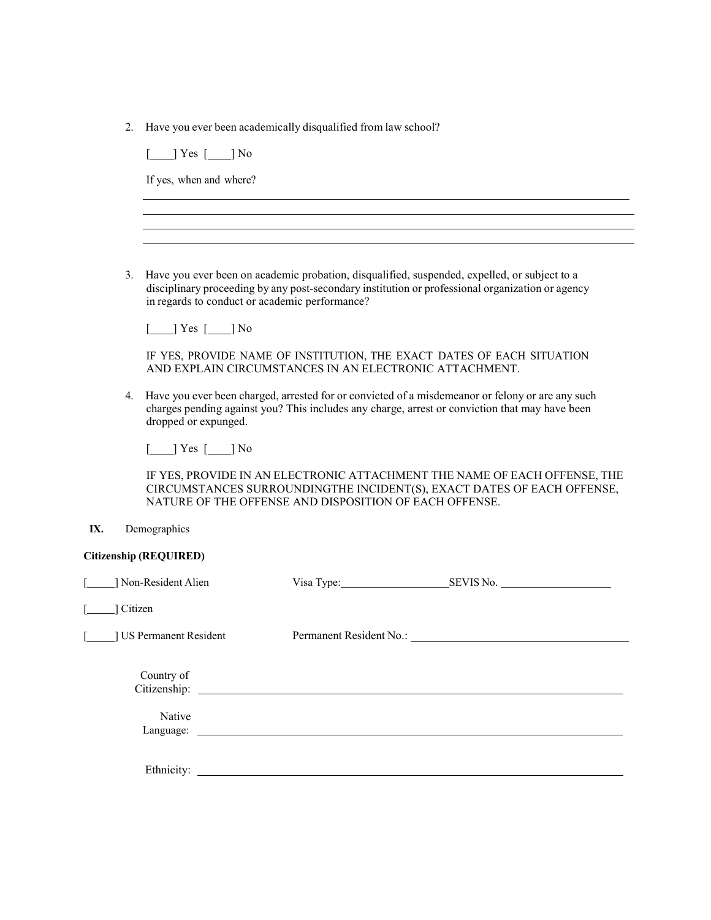2. Have you ever been academically disqualified from law school?

 [____] Yes [____] No

 If yes, when and where?

 ______________________________________________________________________________

 ______________________________________________________________________________

 ______________________________________________________________________________

 ______________________________________________________________________________

3. Have you ever been on academic probation, disqualified, suspended, expelled, or subject to a disciplinary proceeding by any post-secondary institution or professional organization or agency in regards to conduct or academic performance?

 [____] Yes [____] No

 IF YES, PROVIDE NAME OF INSTITUTION, THE EXACT DATES OF EACH SITUATION AND EXPLAIN CIRCUMSTANCES IN AN ELECTRONIC ATTACHMENT.

4. Have you ever been charged, arrested for or convicted of a misdemeanor or felony or are any such charges pending against you? This includes any charge, arrest or conviction that may have been dropped or expunged.

 [____] Yes [____] No

 IF YES, PROVIDE IN AN ELECTRONIC ATTACHMENT THE NAME OF EACH OFFENSE, THE CIRCUMSTANCES SURROUNDINGTHE INCIDENT(S), EXACT DATES OF EACH OFFENSE, NATURE OF THE OFFENSE AND DISPOSITION OF EACH OFFENSE.

## IX. Demographics

**Citizenship (REQUIRED)**

[_____] Non-Resident Alien Visa Type:____________________ SEVIS No. ____________________

[_____] Citizen

[_____] US Permanent Resident Permanent Resident No.: ______________________________________

Country of Citizenship: ______________________________________________________________________________

Native Language: ______________________________________________________________________________

Ethnicity: ______________________________________________________________________________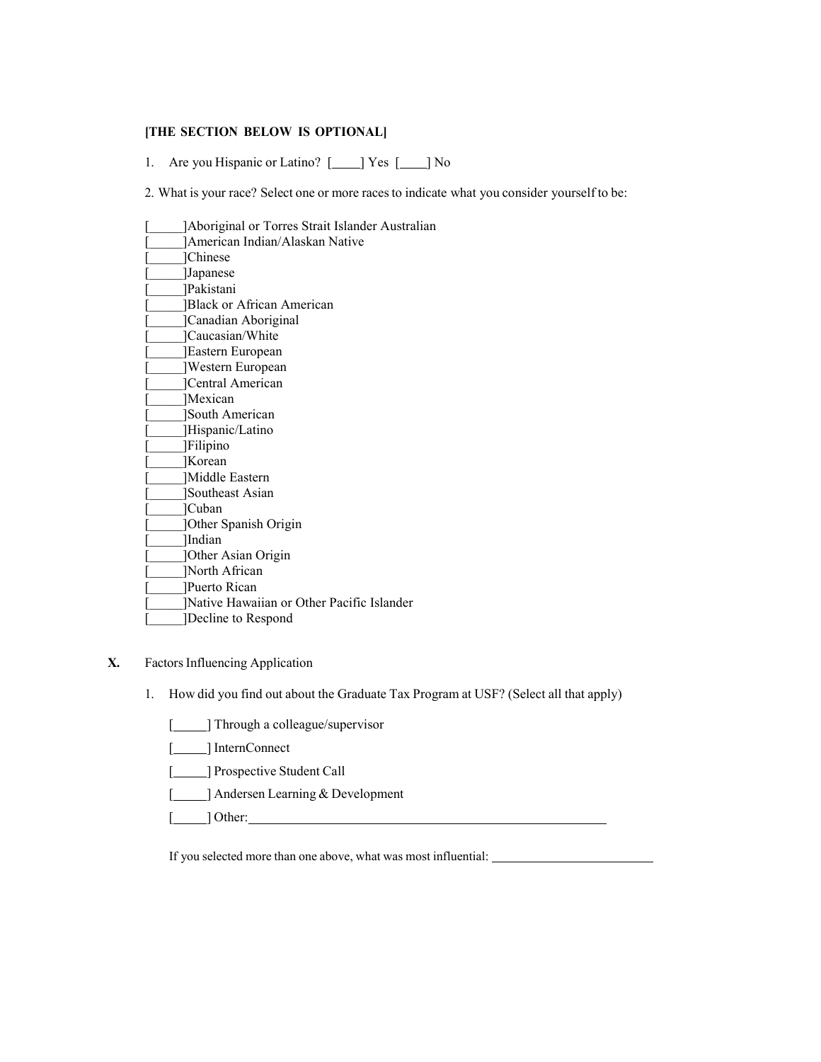**[THE SECTION BELOW IS OPTIONAL]**

1. Are you Hispanic or Latino? [____] Yes [____] No

2. What is your race? Select one or more races to indicate what you consider yourself to be:

[_____]Aboriginal or Torres Strait Islander Australian
[_____]American Indian/Alaskan Native
[_____]Chinese
[_____]Japanese
[_____]Pakistani
[_____]Black or African American
[_____]Canadian Aboriginal
[_____]Caucasian/White
[_____]Eastern European
[_____]Western European
[_____]Central American
[_____]Mexican
[_____]South American
[_____]Hispanic/Latino
[_____]Filipino
[_____]Korean
[_____]Middle Eastern
[_____]Southeast Asian
[_____]Cuban
[_____]Other Spanish Origin
[_____]Indian
[_____]Other Asian Origin
[_____]North African
[_____]Puerto Rican
[_____]Native Hawaiian or Other Pacific Islander
[_____]Decline to Respond

**X.** Factors Influencing Application

1. How did you find out about the Graduate Tax Program at USF? (Select all that apply)

   [_____] Through a colleague/supervisor

   [_____] InternConnect

   [_____] Prospective Student Call

   [_____] Andersen Learning & Development

   [_____] Other: ____________________________________________

   If you selected more than one above, what was most influential: ____________________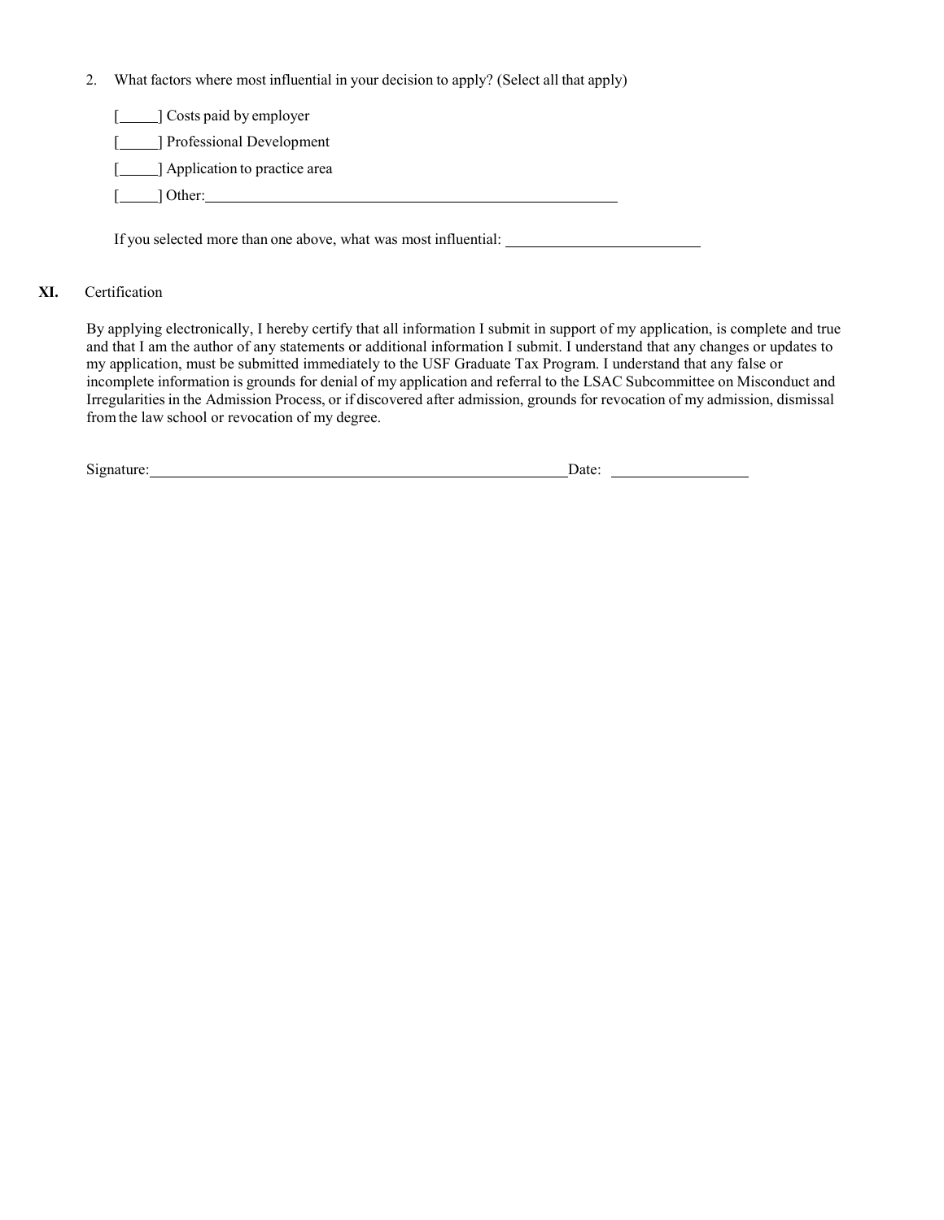2. What factors where most influential in your decision to apply? (Select all that apply)

   [_____] Costs paid by employer

   [_____] Professional Development

   [_____] Application to practice area

   [_____] Other:_______________________________________________

   If you selected more than one above, what was most influential: _______________________

**XI.** Certification

By applying electronically, I hereby certify that all information I submit in support of my application, is complete and true and that I am the author of any statements or additional information I submit. I understand that any changes or updates to my application, must be submitted immediately to the USF Graduate Tax Program. I understand that any false or incomplete information is grounds for denial of my application and referral to the LSAC Subcommittee on Misconduct and Irregularities in the Admission Process, or if discovered after admission, grounds for revocation of my admission, dismissal from the law school or revocation of my degree.

Signature:_______________________________________________Date: _______________